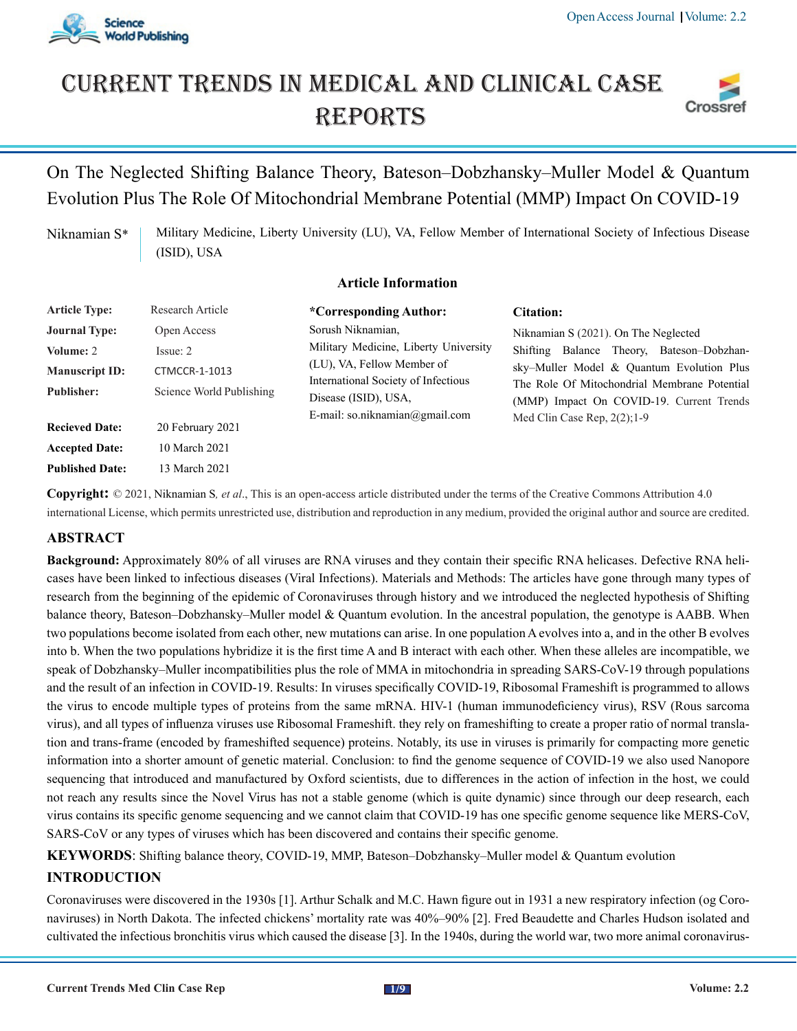# Current Trends in Medical and Clinical Case Reports

## On The Neglected Shifting Balance Theory, Bateson–Dobzhansky–Muller Model & Quantum Evolution Plus The Role Of Mitochondrial Membrane Potential (MMP) Impact On COVID-19

Niknamian S*

Military Medicine, Liberty University (LU), VA, Fellow Member of International Society of Infectious Disease (ISID), USA

### Article Information

| | |
|---|---|
| **Article Type:** | Research Article |
| **Journal Type:** | Open Access |
| **Volume:** 2 | Issue: 2 |
| **Manuscript ID:** | CTMCCR-1-1013 |
| **Publisher:** | Science World Publishing |
| **Recieved Date:** | 20 February 2021 |
| **Accepted Date:** | 10 March 2021 |
| **Published Date:** | 13 March 2021 |

**\*Corresponding Author:**
Sorush Niknamian,
Military Medicine, Liberty University (LU), VA, Fellow Member of International Society of Infectious Disease (ISID), USA,
E-mail: so.niknamian@gmail.com

**Citation:**
Niknamian S (2021). On The Neglected Shifting Balance Theory, Bateson–Dobzhansky–Muller Model & Quantum Evolution Plus The Role Of Mitochondrial Membrane Potential (MMP) Impact On COVID-19. Current Trends Med Clin Case Rep, 2(2);1-9

**Copyright:** © 2021, Niknamian S*, et al*., This is an open-access article distributed under the terms of the Creative Commons Attribution 4.0 international License, which permits unrestricted use, distribution and reproduction in any medium, provided the original author and source are credited.

## ABSTRACT

**Background:** Approximately 80% of all viruses are RNA viruses and they contain their specific RNA helicases. Defective RNA helicases have been linked to infectious diseases (Viral Infections). Materials and Methods: The articles have gone through many types of research from the beginning of the epidemic of Coronaviruses through history and we introduced the neglected hypothesis of Shifting balance theory, Bateson–Dobzhansky–Muller model & Quantum evolution. In the ancestral population, the genotype is AABB. When two populations become isolated from each other, new mutations can arise. In one population A evolves into a, and in the other B evolves into b. When the two populations hybridize it is the first time A and B interact with each other. When these alleles are incompatible, we speak of Dobzhansky–Muller incompatibilities plus the role of MMA in mitochondria in spreading SARS-CoV-19 through populations and the result of an infection in COVID-19. Results: In viruses specifically COVID-19, Ribosomal Frameshift is programmed to allows the virus to encode multiple types of proteins from the same mRNA. HIV-1 (human immunodeficiency virus), RSV (Rous sarcoma virus), and all types of influenza viruses use Ribosomal Frameshift. they rely on frameshifting to create a proper ratio of normal translation and trans-frame (encoded by frameshifted sequence) proteins. Notably, its use in viruses is primarily for compacting more genetic information into a shorter amount of genetic material. Conclusion: to find the genome sequence of COVID-19 we also used Nanopore sequencing that introduced and manufactured by Oxford scientists, due to differences in the action of infection in the host, we could not reach any results since the Novel Virus has not a stable genome (which is quite dynamic) since through our deep research, each virus contains its specific genome sequencing and we cannot claim that COVID-19 has one specific genome sequence like MERS-CoV, SARS-CoV or any types of viruses which has been discovered and contains their specific genome.

**KEYWORDS**: Shifting balance theory, COVID-19, MMP, Bateson–Dobzhansky–Muller model & Quantum evolution

## INTRODUCTION

Coronaviruses were discovered in the 1930s [1]. Arthur Schalk and M.C. Hawn figure out in 1931 a new respiratory infection (og Coronaviruses) in North Dakota. The infected chickens' mortality rate was 40%–90% [2]. Fred Beaudette and Charles Hudson isolated and cultivated the infectious bronchitis virus which caused the disease [3]. In the 1940s, during the world war, two more animal coronavirus-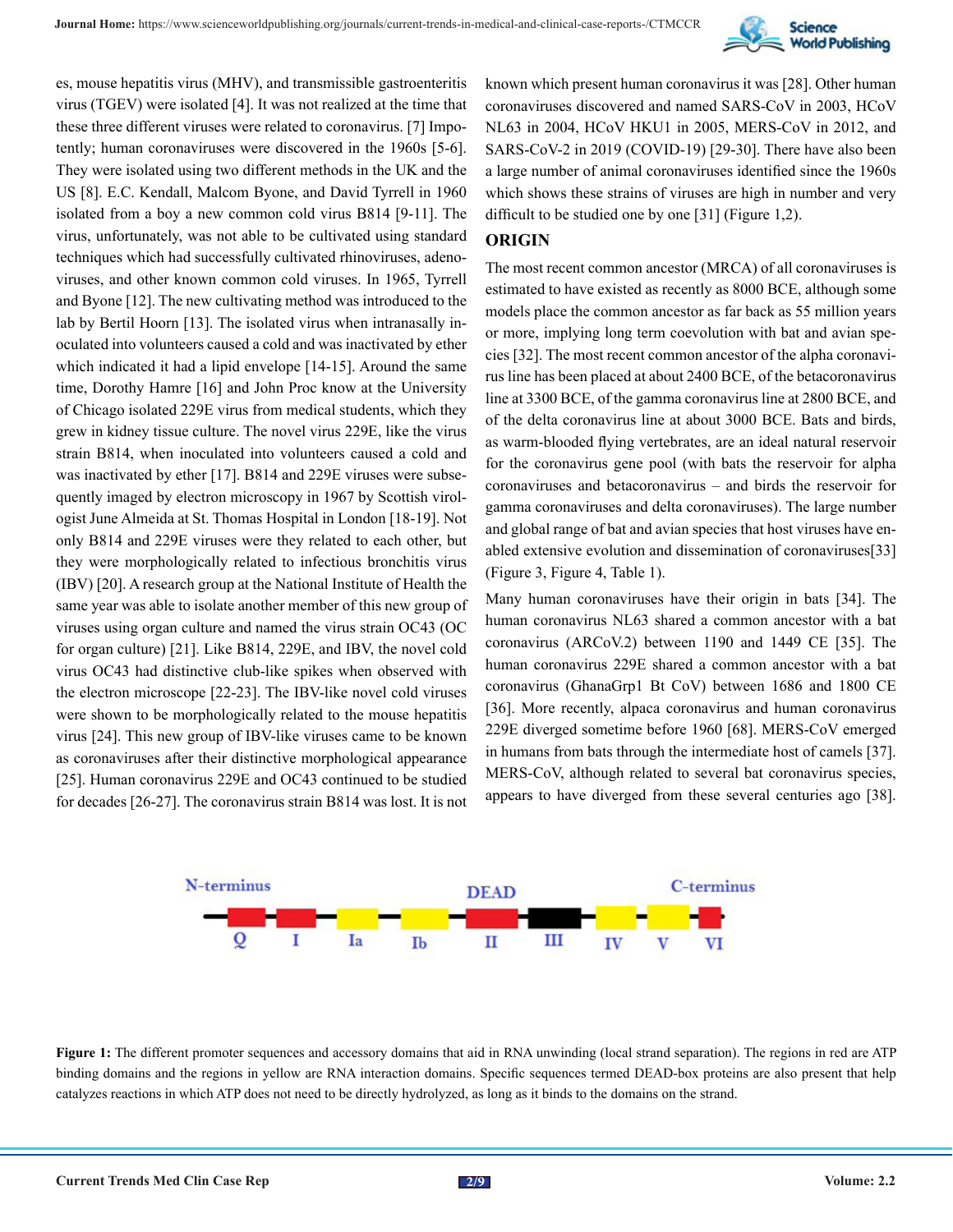es, mouse hepatitis virus (MHV), and transmissible gastroenteritis virus (TGEV) were isolated [4]. It was not realized at the time that these three different viruses were related to coronavirus. [7] Impotently; human coronaviruses were discovered in the 1960s [5-6]. They were isolated using two different methods in the UK and the US [8]. E.C. Kendall, Malcom Byone, and David Tyrrell in 1960 isolated from a boy a new common cold virus B814 [9-11]. The virus, unfortunately, was not able to be cultivated using standard techniques which had successfully cultivated rhinoviruses, adenoviruses, and other known common cold viruses. In 1965, Tyrrell and Byone [12]. The new cultivating method was introduced to the lab by Bertil Hoorn [13]. The isolated virus when intranasally inoculated into volunteers caused a cold and was inactivated by ether which indicated it had a lipid envelope [14-15]. Around the same time, Dorothy Hamre [16] and John Proc know at the University of Chicago isolated 229E virus from medical students, which they grew in kidney tissue culture. The novel virus 229E, like the virus strain B814, when inoculated into volunteers caused a cold and was inactivated by ether [17]. B814 and 229E viruses were subsequently imaged by electron microscopy in 1967 by Scottish virologist June Almeida at St. Thomas Hospital in London [18-19]. Not only B814 and 229E viruses were they related to each other, but they were morphologically related to infectious bronchitis virus (IBV) [20]. A research group at the National Institute of Health the same year was able to isolate another member of this new group of viruses using organ culture and named the virus strain OC43 (OC for organ culture) [21]. Like B814, 229E, and IBV, the novel cold virus OC43 had distinctive club-like spikes when observed with the electron microscope [22-23]. The IBV-like novel cold viruses were shown to be morphologically related to the mouse hepatitis virus [24]. This new group of IBV-like viruses came to be known as coronaviruses after their distinctive morphological appearance [25]. Human coronavirus 229E and OC43 continued to be studied for decades [26-27]. The coronavirus strain B814 was lost. It is not known which present human coronavirus it was [28]. Other human coronaviruses discovered and named SARS-CoV in 2003, HCoV NL63 in 2004, HCoV HKU1 in 2005, MERS-CoV in 2012, and SARS-CoV-2 in 2019 (COVID-19) [29-30]. There have also been a large number of animal coronaviruses identified since the 1960s which shows these strains of viruses are high in number and very difficult to be studied one by one [31] (Figure 1,2).

## ORIGIN

The most recent common ancestor (MRCA) of all coronaviruses is estimated to have existed as recently as 8000 BCE, although some models place the common ancestor as far back as 55 million years or more, implying long term coevolution with bat and avian species [32]. The most recent common ancestor of the alpha coronavirus line has been placed at about 2400 BCE, of the betacoronavirus line at 3300 BCE, of the gamma coronavirus line at 2800 BCE, and of the delta coronavirus line at about 3000 BCE. Bats and birds, as warm-blooded flying vertebrates, are an ideal natural reservoir for the coronavirus gene pool (with bats the reservoir for alpha coronaviruses and betacoronavirus – and birds the reservoir for gamma coronaviruses and delta coronaviruses). The large number and global range of bat and avian species that host viruses have enabled extensive evolution and dissemination of coronaviruses[33] (Figure 3, Figure 4, Table 1).

Many human coronaviruses have their origin in bats [34]. The human coronavirus NL63 shared a common ancestor with a bat coronavirus (ARCoV.2) between 1190 and 1449 CE [35]. The human coronavirus 229E shared a common ancestor with a bat coronavirus (GhanaGrp1 Bt CoV) between 1686 and 1800 CE [36]. More recently, alpaca coronavirus and human coronavirus 229E diverged sometime before 1960 [68]. MERS-CoV emerged in humans from bats through the intermediate host of camels [37]. MERS-CoV, although related to several bat coronavirus species, appears to have diverged from these several centuries ago [38].

N-terminus

DEAD

C-terminus

Q I Ia Ib II III IV V VI

**Figure 1:** The different promoter sequences and accessory domains that aid in RNA unwinding (local strand separation). The regions in red are ATP binding domains and the regions in yellow are RNA interaction domains. Specific sequences termed DEAD-box proteins are also present that help catalyzes reactions in which ATP does not need to be directly hydrolyzed, as long as it binds to the domains on the strand.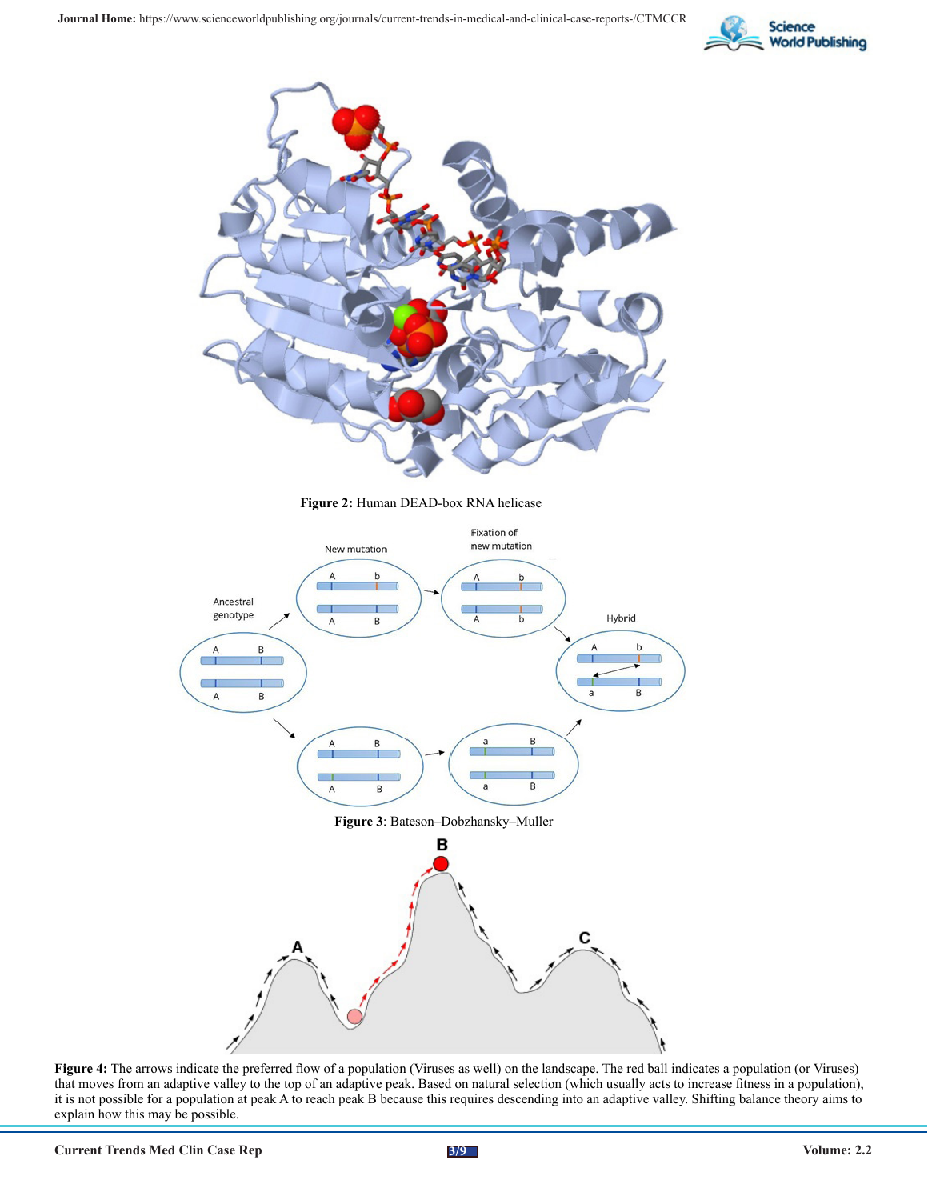**Figure 2:** Human DEAD-box RNA helicase

Ancestral genotype

A B

A B

New mutation

A b

A B

Fixation of new mutation

A b

A b

Hybrid

A b

a B

A B

A B

a B

a B

**Figure 3**: Bateson–Dobzhansky–Muller

B

A

C

**Figure 4:** The arrows indicate the preferred flow of a population (Viruses as well) on the landscape. The red ball indicates a population (or Viruses) that moves from an adaptive valley to the top of an adaptive peak. Based on natural selection (which usually acts to increase fitness in a population), it is not possible for a population at peak A to reach peak B because this requires descending into an adaptive valley. Shifting balance theory aims to explain how this may be possible.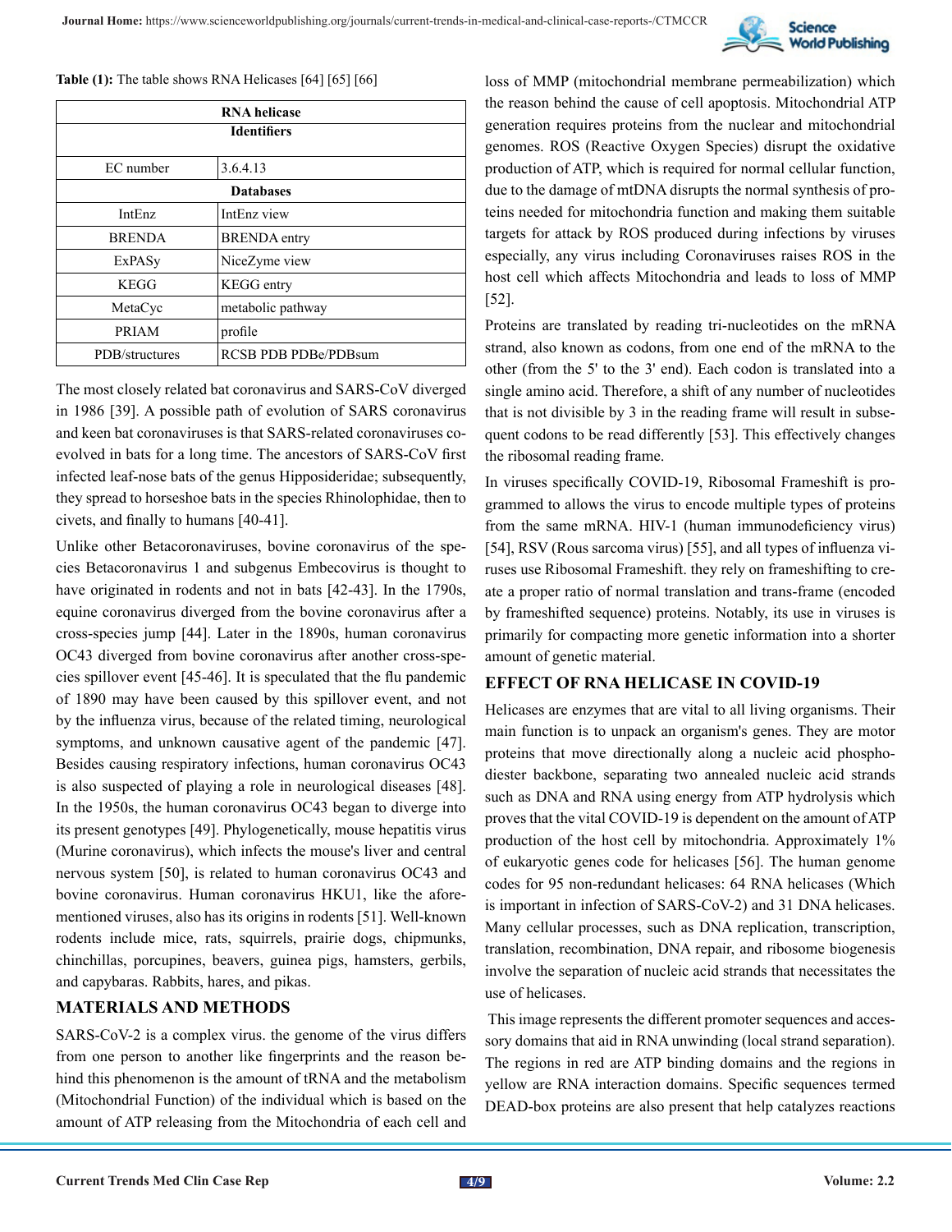**Table (1):** The table shows RNA Helicases [64] [65] [66]

| RNA helicase | |
|---|---|
| **Identifiers** | |
| EC number | 3.6.4.13 |
| **Databases** | |
| IntEnz | IntEnz view |
| BRENDA | BRENDA entry |
| ExPASy | NiceZyme view |
| KEGG | KEGG entry |
| MetaCyc | metabolic pathway |
| PRIAM | profile |
| PDB/structures | RCSB PDB PDBe/PDBsum |

The most closely related bat coronavirus and SARS-CoV diverged in 1986 [39]. A possible path of evolution of SARS coronavirus and keen bat coronaviruses is that SARS-related coronaviruses co-evolved in bats for a long time. The ancestors of SARS-CoV first infected leaf-nose bats of the genus Hipposideridae; subsequently, they spread to horseshoe bats in the species Rhinolophidae, then to civets, and finally to humans [40-41].

Unlike other Betacoronaviruses, bovine coronavirus of the species Betacoronavirus 1 and subgenus Embecovirus is thought to have originated in rodents and not in bats [42-43]. In the 1790s, equine coronavirus diverged from the bovine coronavirus after a cross-species jump [44]. Later in the 1890s, human coronavirus OC43 diverged from bovine coronavirus after another cross-species spillover event [45-46]. It is speculated that the flu pandemic of 1890 may have been caused by this spillover event, and not by the influenza virus, because of the related timing, neurological symptoms, and unknown causative agent of the pandemic [47]. Besides causing respiratory infections, human coronavirus OC43 is also suspected of playing a role in neurological diseases [48]. In the 1950s, the human coronavirus OC43 began to diverge into its present genotypes [49]. Phylogenetically, mouse hepatitis virus (Murine coronavirus), which infects the mouse's liver and central nervous system [50], is related to human coronavirus OC43 and bovine coronavirus. Human coronavirus HKU1, like the aforementioned viruses, also has its origins in rodents [51]. Well-known rodents include mice, rats, squirrels, prairie dogs, chipmunks, chinchillas, porcupines, beavers, guinea pigs, hamsters, gerbils, and capybaras. Rabbits, hares, and pikas.

## MATERIALS AND METHODS

SARS-CoV-2 is a complex virus. the genome of the virus differs from one person to another like fingerprints and the reason behind this phenomenon is the amount of tRNA and the metabolism (Mitochondrial Function) of the individual which is based on the amount of ATP releasing from the Mitochondria of each cell and loss of MMP (mitochondrial membrane permeabilization) which the reason behind the cause of cell apoptosis. Mitochondrial ATP generation requires proteins from the nuclear and mitochondrial genomes. ROS (Reactive Oxygen Species) disrupt the oxidative production of ATP, which is required for normal cellular function, due to the damage of mtDNA disrupts the normal synthesis of proteins needed for mitochondria function and making them suitable targets for attack by ROS produced during infections by viruses especially, any virus including Coronaviruses raises ROS in the host cell which affects Mitochondria and leads to loss of MMP [52].

Proteins are translated by reading tri-nucleotides on the mRNA strand, also known as codons, from one end of the mRNA to the other (from the 5' to the 3' end). Each codon is translated into a single amino acid. Therefore, a shift of any number of nucleotides that is not divisible by 3 in the reading frame will result in subsequent codons to be read differently [53]. This effectively changes the ribosomal reading frame.

In viruses specifically COVID-19, Ribosomal Frameshift is programmed to allows the virus to encode multiple types of proteins from the same mRNA. HIV-1 (human immunodeficiency virus) [54], RSV (Rous sarcoma virus) [55], and all types of influenza viruses use Ribosomal Frameshift. they rely on frameshifting to create a proper ratio of normal translation and trans-frame (encoded by frameshifted sequence) proteins. Notably, its use in viruses is primarily for compacting more genetic information into a shorter amount of genetic material.

## EFFECT OF RNA HELICASE IN COVID-19

Helicases are enzymes that are vital to all living organisms. Their main function is to unpack an organism's genes. They are motor proteins that move directionally along a nucleic acid phosphodiester backbone, separating two annealed nucleic acid strands such as DNA and RNA using energy from ATP hydrolysis which proves that the vital COVID-19 is dependent on the amount of ATP production of the host cell by mitochondria. Approximately 1% of eukaryotic genes code for helicases [56]. The human genome codes for 95 non-redundant helicases: 64 RNA helicases (Which is important in infection of SARS-CoV-2) and 31 DNA helicases. Many cellular processes, such as DNA replication, transcription, translation, recombination, DNA repair, and ribosome biogenesis involve the separation of nucleic acid strands that necessitates the use of helicases.

This image represents the different promoter sequences and accessory domains that aid in RNA unwinding (local strand separation). The regions in red are ATP binding domains and the regions in yellow are RNA interaction domains. Specific sequences termed DEAD-box proteins are also present that help catalyzes reactions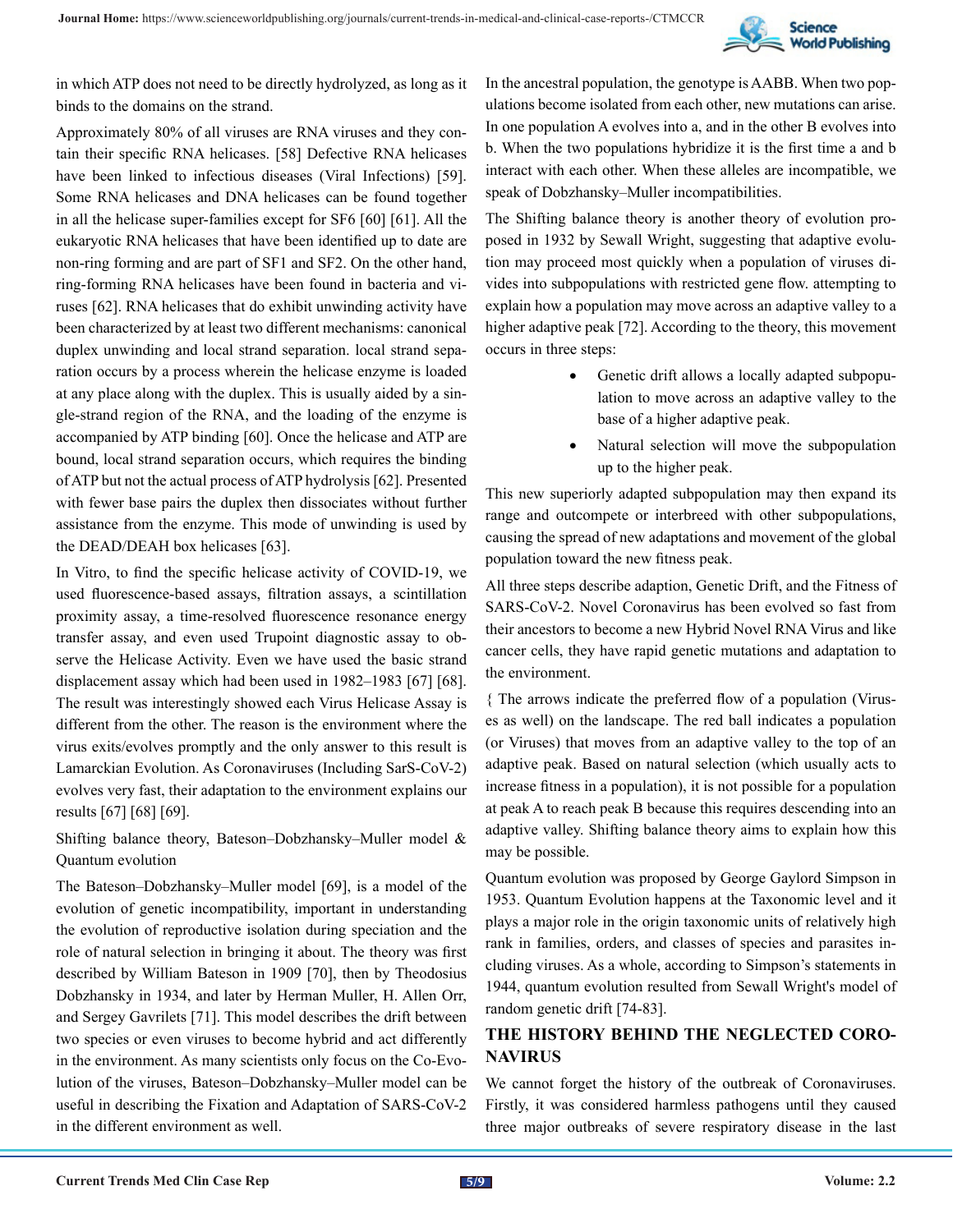in which ATP does not need to be directly hydrolyzed, as long as it binds to the domains on the strand.

Approximately 80% of all viruses are RNA viruses and they contain their specific RNA helicases. [58] Defective RNA helicases have been linked to infectious diseases (Viral Infections) [59]. Some RNA helicases and DNA helicases can be found together in all the helicase super-families except for SF6 [60] [61]. All the eukaryotic RNA helicases that have been identified up to date are non-ring forming and are part of SF1 and SF2. On the other hand, ring-forming RNA helicases have been found in bacteria and viruses [62]. RNA helicases that do exhibit unwinding activity have been characterized by at least two different mechanisms: canonical duplex unwinding and local strand separation. local strand separation occurs by a process wherein the helicase enzyme is loaded at any place along with the duplex. This is usually aided by a single-strand region of the RNA, and the loading of the enzyme is accompanied by ATP binding [60]. Once the helicase and ATP are bound, local strand separation occurs, which requires the binding of ATP but not the actual process of ATP hydrolysis [62]. Presented with fewer base pairs the duplex then dissociates without further assistance from the enzyme. This mode of unwinding is used by the DEAD/DEAH box helicases [63].

In Vitro, to find the specific helicase activity of COVID-19, we used fluorescence-based assays, filtration assays, a scintillation proximity assay, a time-resolved fluorescence resonance energy transfer assay, and even used Trupoint diagnostic assay to observe the Helicase Activity. Even we have used the basic strand displacement assay which had been used in 1982–1983 [67] [68]. The result was interestingly showed each Virus Helicase Assay is different from the other. The reason is the environment where the virus exits/evolves promptly and the only answer to this result is Lamarckian Evolution. As Coronaviruses (Including SarS-CoV-2) evolves very fast, their adaptation to the environment explains our results [67] [68] [69].

Shifting balance theory, Bateson–Dobzhansky–Muller model & Quantum evolution

The Bateson–Dobzhansky–Muller model [69], is a model of the evolution of genetic incompatibility, important in understanding the evolution of reproductive isolation during speciation and the role of natural selection in bringing it about. The theory was first described by William Bateson in 1909 [70], then by Theodosius Dobzhansky in 1934, and later by Herman Muller, H. Allen Orr, and Sergey Gavrilets [71]. This model describes the drift between two species or even viruses to become hybrid and act differently in the environment. As many scientists only focus on the Co-Evolution of the viruses, Bateson–Dobzhansky–Muller model can be useful in describing the Fixation and Adaptation of SARS-CoV-2 in the different environment as well.

In the ancestral population, the genotype is AABB. When two populations become isolated from each other, new mutations can arise. In one population A evolves into a, and in the other B evolves into b. When the two populations hybridize it is the first time a and b interact with each other. When these alleles are incompatible, we speak of Dobzhansky–Muller incompatibilities.

The Shifting balance theory is another theory of evolution proposed in 1932 by Sewall Wright, suggesting that adaptive evolution may proceed most quickly when a population of viruses divides into subpopulations with restricted gene flow. attempting to explain how a population may move across an adaptive valley to a higher adaptive peak [72]. According to the theory, this movement occurs in three steps:

- Genetic drift allows a locally adapted subpopulation to move across an adaptive valley to the base of a higher adaptive peak.
- Natural selection will move the subpopulation up to the higher peak.

This new superiorly adapted subpopulation may then expand its range and outcompete or interbreed with other subpopulations, causing the spread of new adaptations and movement of the global population toward the new fitness peak.

All three steps describe adaption, Genetic Drift, and the Fitness of SARS-CoV-2. Novel Coronavirus has been evolved so fast from their ancestors to become a new Hybrid Novel RNA Virus and like cancer cells, they have rapid genetic mutations and adaptation to the environment.

{ The arrows indicate the preferred flow of a population (Viruses as well) on the landscape. The red ball indicates a population (or Viruses) that moves from an adaptive valley to the top of an adaptive peak. Based on natural selection (which usually acts to increase fitness in a population), it is not possible for a population at peak A to reach peak B because this requires descending into an adaptive valley. Shifting balance theory aims to explain how this may be possible.

Quantum evolution was proposed by George Gaylord Simpson in 1953. Quantum Evolution happens at the Taxonomic level and it plays a major role in the origin taxonomic units of relatively high rank in families, orders, and classes of species and parasites including viruses. As a whole, according to Simpson's statements in 1944, quantum evolution resulted from Sewall Wright's model of random genetic drift [74-83].

## THE HISTORY BEHIND THE NEGLECTED CORONAVIRUS

We cannot forget the history of the outbreak of Coronaviruses. Firstly, it was considered harmless pathogens until they caused three major outbreaks of severe respiratory disease in the last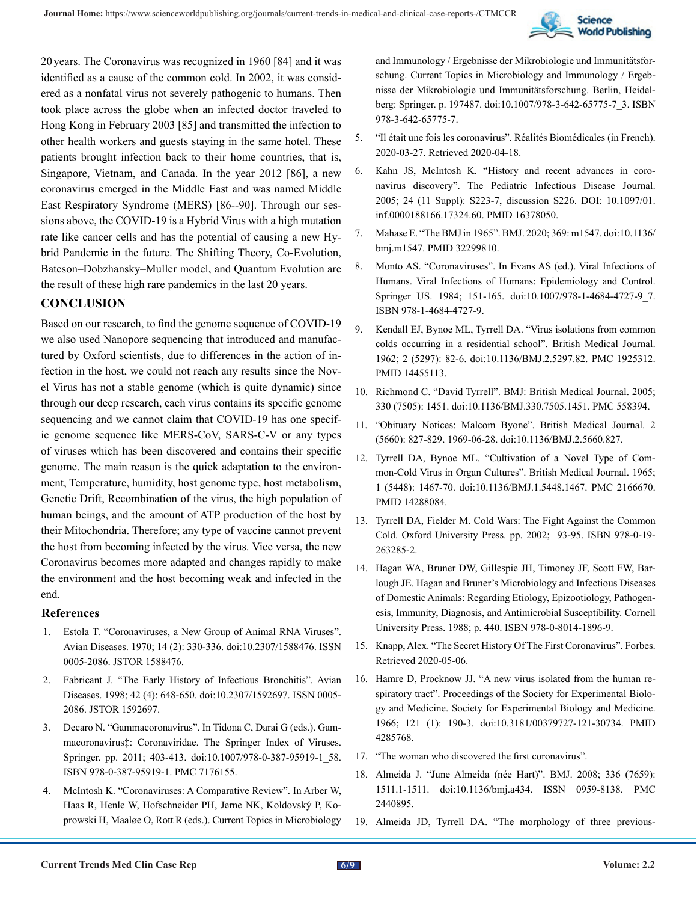20 years. The Coronavirus was recognized in 1960 [84] and it was identified as a cause of the common cold. In 2002, it was considered as a nonfatal virus not severely pathogenic to humans. Then took place across the globe when an infected doctor traveled to Hong Kong in February 2003 [85] and transmitted the infection to other health workers and guests staying in the same hotel. These patients brought infection back to their home countries, that is, Singapore, Vietnam, and Canada. In the year 2012 [86], a new coronavirus emerged in the Middle East and was named Middle East Respiratory Syndrome (MERS) [86--90]. Through our sessions above, the COVID-19 is a Hybrid Virus with a high mutation rate like cancer cells and has the potential of causing a new Hybrid Pandemic in the future. The Shifting Theory, Co-Evolution, Bateson–Dobzhansky–Muller model, and Quantum Evolution are the result of these high rare pandemics in the last 20 years.

## CONCLUSION

Based on our research, to find the genome sequence of COVID-19 we also used Nanopore sequencing that introduced and manufactured by Oxford scientists, due to differences in the action of infection in the host, we could not reach any results since the Novel Virus has not a stable genome (which is quite dynamic) since through our deep research, each virus contains its specific genome sequencing and we cannot claim that COVID-19 has one specific genome sequence like MERS-CoV, SARS-C-V or any types of viruses which has been discovered and contains their specific genome. The main reason is the quick adaptation to the environment, Temperature, humidity, host genome type, host metabolism, Genetic Drift, Recombination of the virus, the high population of human beings, and the amount of ATP production of the host by their Mitochondria. Therefore; any type of vaccine cannot prevent the host from becoming infected by the virus. Vice versa, the new Coronavirus becomes more adapted and changes rapidly to make the environment and the host becoming weak and infected in the end.

## References

1. Estola T. "Coronaviruses, a New Group of Animal RNA Viruses". Avian Diseases. 1970; 14 (2): 330-336. doi:10.2307/1588476. ISSN 0005-2086. JSTOR 1588476.
2. Fabricant J. "The Early History of Infectious Bronchitis". Avian Diseases. 1998; 42 (4): 648-650. doi:10.2307/1592697. ISSN 0005-2086. JSTOR 1592697.
3. Decaro N. "Gammacoronavirus". In Tidona C, Darai G (eds.). Gammacoronavirus‡: Coronaviridae. The Springer Index of Viruses. Springer. pp. 2011; 403-413. doi:10.1007/978-0-387-95919-1_58. ISBN 978-0-387-95919-1. PMC 7176155.
4. McIntosh K. "Coronaviruses: A Comparative Review". In Arber W, Haas R, Henle W, Hofschneider PH, Jerne NK, Koldovský P, Koprowski H, Maaløe O, Rott R (eds.). Current Topics in Microbiology and Immunology / Ergebnisse der Mikrobiologie und Immunitätsforschung. Current Topics in Microbiology and Immunology / Ergebnisse der Mikrobiologie und Immunitätsforschung. Berlin, Heidelberg: Springer. p. 197487. doi:10.1007/978-3-642-65775-7_3. ISBN 978-3-642-65775-7.
5. "Il était une fois les coronavirus". Réalités Biomédicales (in French). 2020-03-27. Retrieved 2020-04-18.
6. Kahn JS, McIntosh K. "History and recent advances in coronavirus discovery". The Pediatric Infectious Disease Journal. 2005; 24 (11 Suppl): S223-7, discussion S226. DOI: 10.1097/01.inf.0000188166.17324.60. PMID 16378050.
7. Mahase E. "The BMJ in 1965". BMJ. 2020; 369: m1547. doi:10.1136/bmj.m1547. PMID 32299810.
8. Monto AS. "Coronaviruses". In Evans AS (ed.). Viral Infections of Humans. Viral Infections of Humans: Epidemiology and Control. Springer US. 1984; 151-165. doi:10.1007/978-1-4684-4727-9_7. ISBN 978-1-4684-4727-9.
9. Kendall EJ, Bynoe ML, Tyrrell DA. "Virus isolations from common colds occurring in a residential school". British Medical Journal. 1962; 2 (5297): 82-6. doi:10.1136/BMJ.2.5297.82. PMC 1925312. PMID 14455113.
10. Richmond C. "David Tyrrell". BMJ: British Medical Journal. 2005; 330 (7505): 1451. doi:10.1136/BMJ.330.7505.1451. PMC 558394.
11. "Obituary Notices: Malcom Byone". British Medical Journal. 2 (5660): 827-829. 1969-06-28. doi:10.1136/BMJ.2.5660.827.
12. Tyrrell DA, Bynoe ML. "Cultivation of a Novel Type of Common-Cold Virus in Organ Cultures". British Medical Journal. 1965; 1 (5448): 1467-70. doi:10.1136/BMJ.1.5448.1467. PMC 2166670. PMID 14288084.
13. Tyrrell DA, Fielder M. Cold Wars: The Fight Against the Common Cold. Oxford University Press. pp. 2002; 93-95. ISBN 978-0-19-263285-2.
14. Hagan WA, Bruner DW, Gillespie JH, Timoney JF, Scott FW, Barlough JE. Hagan and Bruner's Microbiology and Infectious Diseases of Domestic Animals: Regarding Etiology, Epizootiology, Pathogenesis, Immunity, Diagnosis, and Antimicrobial Susceptibility. Cornell University Press. 1988; p. 440. ISBN 978-0-8014-1896-9.
15. Knapp, Alex. "The Secret History Of The First Coronavirus". Forbes. Retrieved 2020-05-06.
16. Hamre D, Procknow JJ. "A new virus isolated from the human respiratory tract". Proceedings of the Society for Experimental Biology and Medicine. Society for Experimental Biology and Medicine. 1966; 121 (1): 190-3. doi:10.3181/00379727-121-30734. PMID 4285768.
17. "The woman who discovered the first coronavirus".
18. Almeida J. "June Almeida (née Hart)". BMJ. 2008; 336 (7659): 1511.1-1511. doi:10.1136/bmj.a434. ISSN 0959-8138. PMC 2440895.
19. Almeida JD, Tyrrell DA. "The morphology of three previous-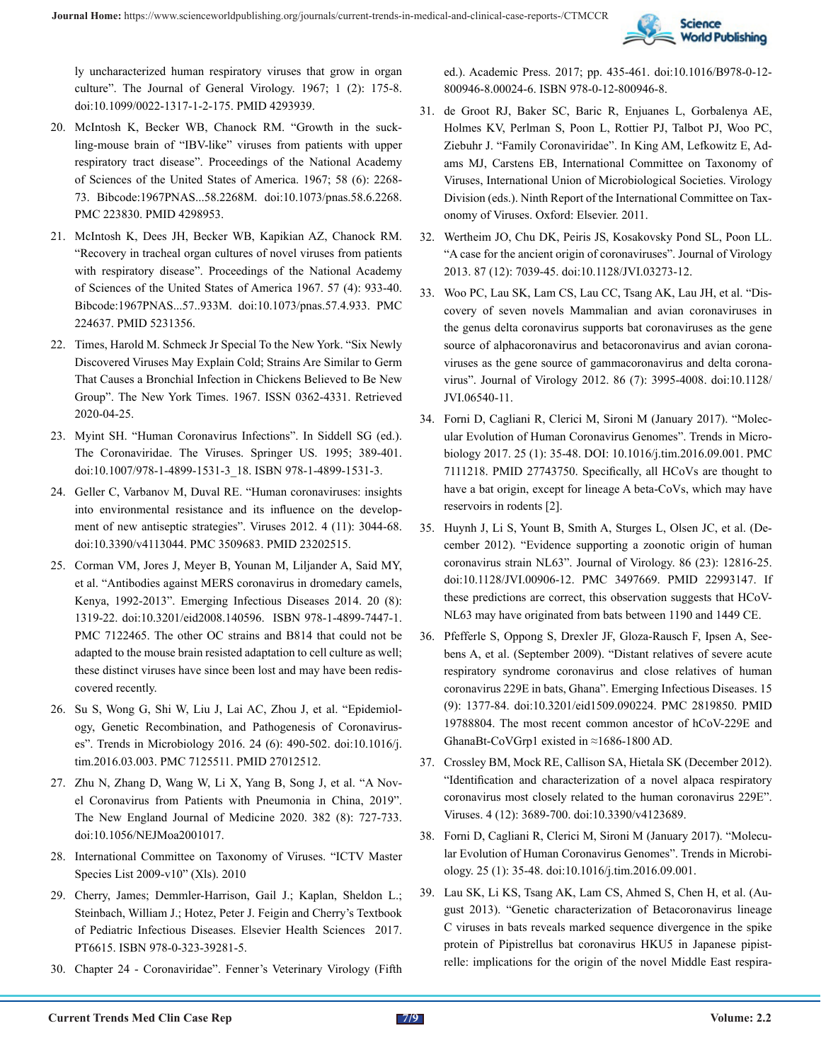ly uncharacterized human respiratory viruses that grow in organ culture". The Journal of General Virology. 1967; 1 (2): 175-8. doi:10.1099/0022-1317-1-2-175. PMID 4293939.

20. McIntosh K, Becker WB, Chanock RM. "Growth in the suckling-mouse brain of "IBV-like" viruses from patients with upper respiratory tract disease". Proceedings of the National Academy of Sciences of the United States of America. 1967; 58 (6): 2268-73. Bibcode:1967PNAS...58.2268M. doi:10.1073/pnas.58.6.2268. PMC 223830. PMID 4298953.

21. McIntosh K, Dees JH, Becker WB, Kapikian AZ, Chanock RM. "Recovery in tracheal organ cultures of novel viruses from patients with respiratory disease". Proceedings of the National Academy of Sciences of the United States of America 1967. 57 (4): 933-40. Bibcode:1967PNAS...57..933M. doi:10.1073/pnas.57.4.933. PMC 224637. PMID 5231356.

22. Times, Harold M. Schmeck Jr Special To the New York. "Six Newly Discovered Viruses May Explain Cold; Strains Are Similar to Germ That Causes a Bronchial Infection in Chickens Believed to Be New Group". The New York Times. 1967. ISSN 0362-4331. Retrieved 2020-04-25.

23. Myint SH. "Human Coronavirus Infections". In Siddell SG (ed.). The Coronaviridae. The Viruses. Springer US. 1995; 389-401. doi:10.1007/978-1-4899-1531-3_18. ISBN 978-1-4899-1531-3.

24. Geller C, Varbanov M, Duval RE. "Human coronaviruses: insights into environmental resistance and its influence on the development of new antiseptic strategies". Viruses 2012. 4 (11): 3044-68. doi:10.3390/v4113044. PMC 3509683. PMID 23202515.

25. Corman VM, Jores J, Meyer B, Younan M, Liljander A, Said MY, et al. "Antibodies against MERS coronavirus in dromedary camels, Kenya, 1992-2013". Emerging Infectious Diseases 2014. 20 (8): 1319-22. doi:10.3201/eid2008.140596. ISBN 978-1-4899-7447-1. PMC 7122465. The other OC strains and B814 that could not be adapted to the mouse brain resisted adaptation to cell culture as well; these distinct viruses have since been lost and may have been rediscovered recently.

26. Su S, Wong G, Shi W, Liu J, Lai AC, Zhou J, et al. "Epidemiology, Genetic Recombination, and Pathogenesis of Coronaviruses". Trends in Microbiology 2016. 24 (6): 490-502. doi:10.1016/j.tim.2016.03.003. PMC 7125511. PMID 27012512.

27. Zhu N, Zhang D, Wang W, Li X, Yang B, Song J, et al. "A Novel Coronavirus from Patients with Pneumonia in China, 2019". The New England Journal of Medicine 2020. 382 (8): 727-733. doi:10.1056/NEJMoa2001017.

28. International Committee on Taxonomy of Viruses. "ICTV Master Species List 2009-v10" (Xls). 2010

29. Cherry, James; Demmler-Harrison, Gail J.; Kaplan, Sheldon L.; Steinbach, William J.; Hotez, Peter J. Feigin and Cherry's Textbook of Pediatric Infectious Diseases. Elsevier Health Sciences 2017. PT6615. ISBN 978-0-323-39281-5.

30. Chapter 24 - Coronaviridae". Fenner's Veterinary Virology (Fifth ed.). Academic Press. 2017; pp. 435-461. doi:10.1016/B978-0-12-800946-8.00024-6. ISBN 978-0-12-800946-8.

31. de Groot RJ, Baker SC, Baric R, Enjuanes L, Gorbalenya AE, Holmes KV, Perlman S, Poon L, Rottier PJ, Talbot PJ, Woo PC, Ziebuhr J. "Family Coronaviridae". In King AM, Lefkowitz E, Adams MJ, Carstens EB, International Committee on Taxonomy of Viruses, International Union of Microbiological Societies. Virology Division (eds.). Ninth Report of the International Committee on Taxonomy of Viruses. Oxford: Elsevier. 2011.

32. Wertheim JO, Chu DK, Peiris JS, Kosakovsky Pond SL, Poon LL. "A case for the ancient origin of coronaviruses". Journal of Virology 2013. 87 (12): 7039-45. doi:10.1128/JVI.03273-12.

33. Woo PC, Lau SK, Lam CS, Lau CC, Tsang AK, Lau JH, et al. "Discovery of seven novels Mammalian and avian coronaviruses in the genus delta coronavirus supports bat coronaviruses as the gene source of alphacoronavirus and betacoronavirus and avian coronaviruses as the gene source of gammacoronavirus and delta coronavirus". Journal of Virology 2012. 86 (7): 3995-4008. doi:10.1128/JVI.06540-11.

34. Forni D, Cagliani R, Clerici M, Sironi M (January 2017). "Molecular Evolution of Human Coronavirus Genomes". Trends in Microbiology 2017. 25 (1): 35-48. DOI: 10.1016/j.tim.2016.09.001. PMC 7111218. PMID 27743750. Specifically, all HCoVs are thought to have a bat origin, except for lineage A beta-CoVs, which may have reservoirs in rodents [2].

35. Huynh J, Li S, Yount B, Smith A, Sturges L, Olsen JC, et al. (December 2012). "Evidence supporting a zoonotic origin of human coronavirus strain NL63". Journal of Virology. 86 (23): 12816-25. doi:10.1128/JVI.00906-12. PMC 3497669. PMID 22993147. If these predictions are correct, this observation suggests that HCoV-NL63 may have originated from bats between 1190 and 1449 CE.

36. Pfefferle S, Oppong S, Drexler JF, Gloza-Rausch F, Ipsen A, Seebens A, et al. (September 2009). "Distant relatives of severe acute respiratory syndrome coronavirus and close relatives of human coronavirus 229E in bats, Ghana". Emerging Infectious Diseases. 15 (9): 1377-84. doi:10.3201/eid1509.090224. PMC 2819850. PMID 19788804. The most recent common ancestor of hCoV-229E and GhanaBt-CoVGrp1 existed in ≈1686-1800 AD.

37. Crossley BM, Mock RE, Callison SA, Hietala SK (December 2012). "Identification and characterization of a novel alpaca respiratory coronavirus most closely related to the human coronavirus 229E". Viruses. 4 (12): 3689-700. doi:10.3390/v4123689.

38. Forni D, Cagliani R, Clerici M, Sironi M (January 2017). "Molecular Evolution of Human Coronavirus Genomes". Trends in Microbiology. 25 (1): 35-48. doi:10.1016/j.tim.2016.09.001.

39. Lau SK, Li KS, Tsang AK, Lam CS, Ahmed S, Chen H, et al. (August 2013). "Genetic characterization of Betacoronavirus lineage C viruses in bats reveals marked sequence divergence in the spike protein of Pipistrellus bat coronavirus HKU5 in Japanese pipistrelle: implications for the origin of the novel Middle East respira-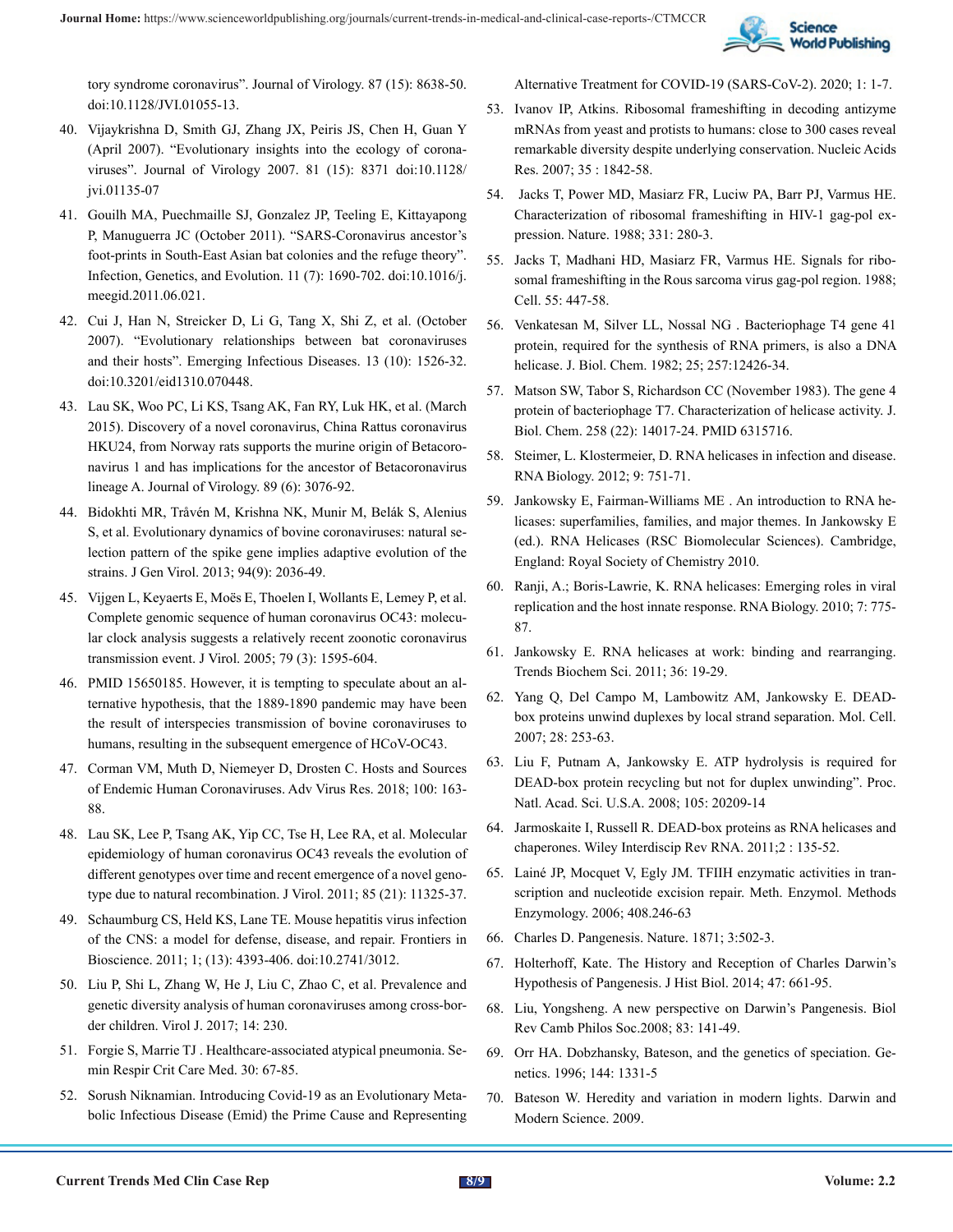tory syndrome coronavirus". Journal of Virology. 87 (15): 8638-50. doi:10.1128/JVI.01055-13.

40. Vijaykrishna D, Smith GJ, Zhang JX, Peiris JS, Chen H, Guan Y (April 2007). "Evolutionary insights into the ecology of coronaviruses". Journal of Virology 2007. 81 (15): 8371 doi:10.1128/jvi.01135-07

41. Gouilh MA, Puechmaille SJ, Gonzalez JP, Teeling E, Kittayapong P, Manuguerra JC (October 2011). "SARS-Coronavirus ancestor's foot-prints in South-East Asian bat colonies and the refuge theory". Infection, Genetics, and Evolution. 11 (7): 1690-702. doi:10.1016/j.meegid.2011.06.021.

42. Cui J, Han N, Streicker D, Li G, Tang X, Shi Z, et al. (October 2007). "Evolutionary relationships between bat coronaviruses and their hosts". Emerging Infectious Diseases. 13 (10): 1526-32. doi:10.3201/eid1310.070448.

43. Lau SK, Woo PC, Li KS, Tsang AK, Fan RY, Luk HK, et al. (March 2015). Discovery of a novel coronavirus, China Rattus coronavirus HKU24, from Norway rats supports the murine origin of Betacoronavirus 1 and has implications for the ancestor of Betacoronavirus lineage A. Journal of Virology. 89 (6): 3076-92.

44. Bidokhti MR, Tråvén M, Krishna NK, Munir M, Belák S, Alenius S, et al. Evolutionary dynamics of bovine coronaviruses: natural selection pattern of the spike gene implies adaptive evolution of the strains. J Gen Virol. 2013; 94(9): 2036-49.

45. Vijgen L, Keyaerts E, Moës E, Thoelen I, Wollants E, Lemey P, et al. Complete genomic sequence of human coronavirus OC43: molecular clock analysis suggests a relatively recent zoonotic coronavirus transmission event. J Virol. 2005; 79 (3): 1595-604.

46. PMID 15650185. However, it is tempting to speculate about an alternative hypothesis, that the 1889-1890 pandemic may have been the result of interspecies transmission of bovine coronaviruses to humans, resulting in the subsequent emergence of HCoV-OC43.

47. Corman VM, Muth D, Niemeyer D, Drosten C. Hosts and Sources of Endemic Human Coronaviruses. Adv Virus Res. 2018; 100: 163-88.

48. Lau SK, Lee P, Tsang AK, Yip CC, Tse H, Lee RA, et al. Molecular epidemiology of human coronavirus OC43 reveals the evolution of different genotypes over time and recent emergence of a novel genotype due to natural recombination. J Virol. 2011; 85 (21): 11325-37.

49. Schaumburg CS, Held KS, Lane TE. Mouse hepatitis virus infection of the CNS: a model for defense, disease, and repair. Frontiers in Bioscience. 2011; 1; (13): 4393-406. doi:10.2741/3012.

50. Liu P, Shi L, Zhang W, He J, Liu C, Zhao C, et al. Prevalence and genetic diversity analysis of human coronaviruses among cross-border children. Virol J. 2017; 14: 230.

51. Forgie S, Marrie TJ . Healthcare-associated atypical pneumonia. Semin Respir Crit Care Med. 30: 67-85.

52. Sorush Niknamian. Introducing Covid-19 as an Evolutionary Metabolic Infectious Disease (Emid) the Prime Cause and Representing Alternative Treatment for COVID-19 (SARS-CoV-2). 2020; 1: 1-7.

53. Ivanov IP, Atkins. Ribosomal frameshifting in decoding antizyme mRNAs from yeast and protists to humans: close to 300 cases reveal remarkable diversity despite underlying conservation. Nucleic Acids Res. 2007; 35 : 1842-58.

54. Jacks T, Power MD, Masiarz FR, Luciw PA, Barr PJ, Varmus HE. Characterization of ribosomal frameshifting in HIV-1 gag-pol expression. Nature. 1988; 331: 280-3.

55. Jacks T, Madhani HD, Masiarz FR, Varmus HE. Signals for ribosomal frameshifting in the Rous sarcoma virus gag-pol region. 1988; Cell. 55: 447-58.

56. Venkatesan M, Silver LL, Nossal NG . Bacteriophage T4 gene 41 protein, required for the synthesis of RNA primers, is also a DNA helicase. J. Biol. Chem. 1982; 25; 257:12426-34.

57. Matson SW, Tabor S, Richardson CC (November 1983). The gene 4 protein of bacteriophage T7. Characterization of helicase activity. J. Biol. Chem. 258 (22): 14017-24. PMID 6315716.

58. Steimer, L. Klostermeier, D. RNA helicases in infection and disease. RNA Biology. 2012; 9: 751-71.

59. Jankowsky E, Fairman-Williams ME . An introduction to RNA helicases: superfamilies, families, and major themes. In Jankowsky E (ed.). RNA Helicases (RSC Biomolecular Sciences). Cambridge, England: Royal Society of Chemistry 2010.

60. Ranji, A.; Boris-Lawrie, K. RNA helicases: Emerging roles in viral replication and the host innate response. RNA Biology. 2010; 7: 775-87.

61. Jankowsky E. RNA helicases at work: binding and rearranging. Trends Biochem Sci. 2011; 36: 19-29.

62. Yang Q, Del Campo M, Lambowitz AM, Jankowsky E. DEAD-box proteins unwind duplexes by local strand separation. Mol. Cell. 2007; 28: 253-63.

63. Liu F, Putnam A, Jankowsky E. ATP hydrolysis is required for DEAD-box protein recycling but not for duplex unwinding". Proc. Natl. Acad. Sci. U.S.A. 2008; 105: 20209-14

64. Jarmoskaite I, Russell R. DEAD-box proteins as RNA helicases and chaperones. Wiley Interdiscip Rev RNA. 2011;2 : 135-52.

65. Lainé JP, Mocquet V, Egly JM. TFIIH enzymatic activities in transcription and nucleotide excision repair. Meth. Enzymol. Methods Enzymology. 2006; 408.246-63

66. Charles D. Pangenesis. Nature. 1871; 3:502-3.

67. Holterhoff, Kate. The History and Reception of Charles Darwin's Hypothesis of Pangenesis. J Hist Biol. 2014; 47: 661-95.

68. Liu, Yongsheng. A new perspective on Darwin's Pangenesis. Biol Rev Camb Philos Soc.2008; 83: 141-49.

69. Orr HA. Dobzhansky, Bateson, and the genetics of speciation. Genetics. 1996; 144: 1331-5

70. Bateson W. Heredity and variation in modern lights. Darwin and Modern Science. 2009.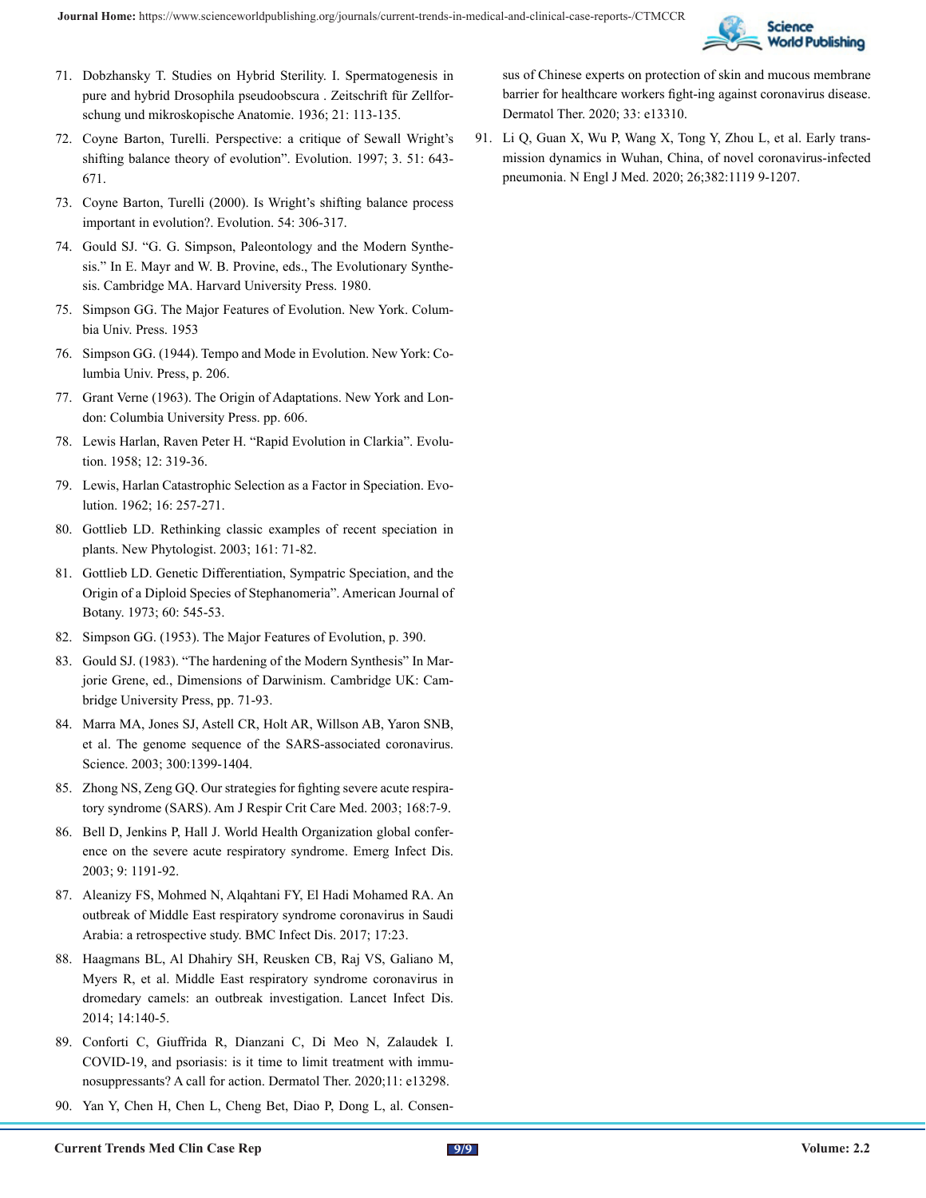71. Dobzhansky T. Studies on Hybrid Sterility. I. Spermatogenesis in pure and hybrid Drosophila pseudoobscura . Zeitschrift für Zellforschung und mikroskopische Anatomie. 1936; 21: 113-135.
72. Coyne Barton, Turelli. Perspective: a critique of Sewall Wright's shifting balance theory of evolution". Evolution. 1997; 3. 51: 643-671.
73. Coyne Barton, Turelli (2000). Is Wright's shifting balance process important in evolution?. Evolution. 54: 306-317.
74. Gould SJ. "G. G. Simpson, Paleontology and the Modern Synthesis." In E. Mayr and W. B. Provine, eds., The Evolutionary Synthesis. Cambridge MA. Harvard University Press. 1980.
75. Simpson GG. The Major Features of Evolution. New York. Columbia Univ. Press. 1953
76. Simpson GG. (1944). Tempo and Mode in Evolution. New York: Columbia Univ. Press, p. 206.
77. Grant Verne (1963). The Origin of Adaptations. New York and London: Columbia University Press. pp. 606.
78. Lewis Harlan, Raven Peter H. "Rapid Evolution in Clarkia". Evolution. 1958; 12: 319-36.
79. Lewis, Harlan Catastrophic Selection as a Factor in Speciation. Evolution. 1962; 16: 257-271.
80. Gottlieb LD. Rethinking classic examples of recent speciation in plants. New Phytologist. 2003; 161: 71-82.
81. Gottlieb LD. Genetic Differentiation, Sympatric Speciation, and the Origin of a Diploid Species of Stephanomeria". American Journal of Botany. 1973; 60: 545-53.
82. Simpson GG. (1953). The Major Features of Evolution, p. 390.
83. Gould SJ. (1983). "The hardening of the Modern Synthesis" In Marjorie Grene, ed., Dimensions of Darwinism. Cambridge UK: Cambridge University Press, pp. 71-93.
84. Marra MA, Jones SJ, Astell CR, Holt AR, Willson AB, Yaron SNB, et al. The genome sequence of the SARS-associated coronavirus. Science. 2003; 300:1399-1404.
85. Zhong NS, Zeng GQ. Our strategies for fighting severe acute respiratory syndrome (SARS). Am J Respir Crit Care Med. 2003; 168:7-9.
86. Bell D, Jenkins P, Hall J. World Health Organization global conference on the severe acute respiratory syndrome. Emerg Infect Dis. 2003; 9: 1191-92.
87. Aleanizy FS, Mohmed N, Alqahtani FY, El Hadi Mohamed RA. An outbreak of Middle East respiratory syndrome coronavirus in Saudi Arabia: a retrospective study. BMC Infect Dis. 2017; 17:23.
88. Haagmans BL, Al Dhahiry SH, Reusken CB, Raj VS, Galiano M, Myers R, et al. Middle East respiratory syndrome coronavirus in dromedary camels: an outbreak investigation. Lancet Infect Dis. 2014; 14:140-5.
89. Conforti C, Giuffrida R, Dianzani C, Di Meo N, Zalaudek I. COVID-19, and psoriasis: is it time to limit treatment with immunosuppressants? A call for action. Dermatol Ther. 2020;11: e13298.
90. Yan Y, Chen H, Chen L, Cheng Bet, Diao P, Dong L, al. Consensus of Chinese experts on protection of skin and mucous membrane barrier for healthcare workers fight-ing against coronavirus disease. Dermatol Ther. 2020; 33: e13310.
91. Li Q, Guan X, Wu P, Wang X, Tong Y, Zhou L, et al. Early transmission dynamics in Wuhan, China, of novel coronavirus-infected pneumonia. N Engl J Med. 2020; 26;382:1119 9-1207.